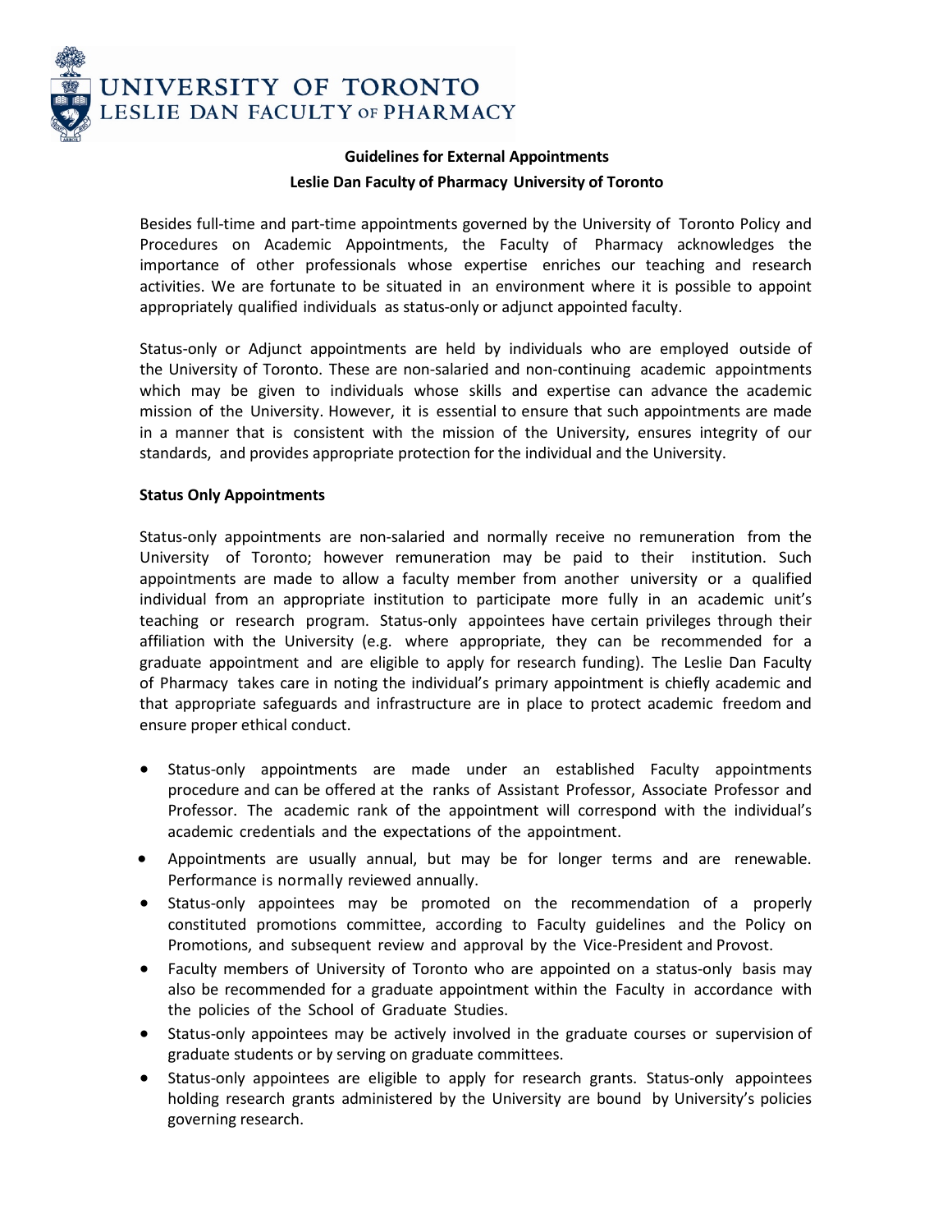UNIVERSITY OF TORONTO
LESLIE DAN FACULTY OF PHARMACY

# Guidelines for External Appointments
## Leslie Dan Faculty of Pharmacy University of Toronto

Besides full-time and part-time appointments governed by the University of Toronto Policy and Procedures on Academic Appointments, the Faculty of Pharmacy acknowledges the importance of other professionals whose expertise enriches our teaching and research activities. We are fortunate to be situated in an environment where it is possible to appoint appropriately qualified individuals as status-only or adjunct appointed faculty.

Status-only or Adjunct appointments are held by individuals who are employed outside of the University of Toronto. These are non-salaried and non-continuing academic appointments which may be given to individuals whose skills and expertise can advance the academic mission of the University. However, it is essential to ensure that such appointments are made in a manner that is consistent with the mission of the University, ensures integrity of our standards, and provides appropriate protection for the individual and the University.

**Status Only Appointments**

Status-only appointments are non-salaried and normally receive no remuneration from the University of Toronto; however remuneration may be paid to their institution. Such appointments are made to allow a faculty member from another university or a qualified individual from an appropriate institution to participate more fully in an academic unit's teaching or research program. Status-only appointees have certain privileges through their affiliation with the University (e.g. where appropriate, they can be recommended for a graduate appointment and are eligible to apply for research funding). The Leslie Dan Faculty of Pharmacy takes care in noting the individual's primary appointment is chiefly academic and that appropriate safeguards and infrastructure are in place to protect academic freedom and ensure proper ethical conduct.

- Status-only appointments are made under an established Faculty appointments procedure and can be offered at the ranks of Assistant Professor, Associate Professor and Professor. The academic rank of the appointment will correspond with the individual's academic credentials and the expectations of the appointment.
- Appointments are usually annual, but may be for longer terms and are renewable. Performance is normally reviewed annually.
- Status-only appointees may be promoted on the recommendation of a properly constituted promotions committee, according to Faculty guidelines and the Policy on Promotions, and subsequent review and approval by the Vice-President and Provost.
- Faculty members of University of Toronto who are appointed on a status-only basis may also be recommended for a graduate appointment within the Faculty in accordance with the policies of the School of Graduate Studies.
- Status-only appointees may be actively involved in the graduate courses or supervision of graduate students or by serving on graduate committees.
- Status-only appointees are eligible to apply for research grants. Status-only appointees holding research grants administered by the University are bound by University's policies governing research.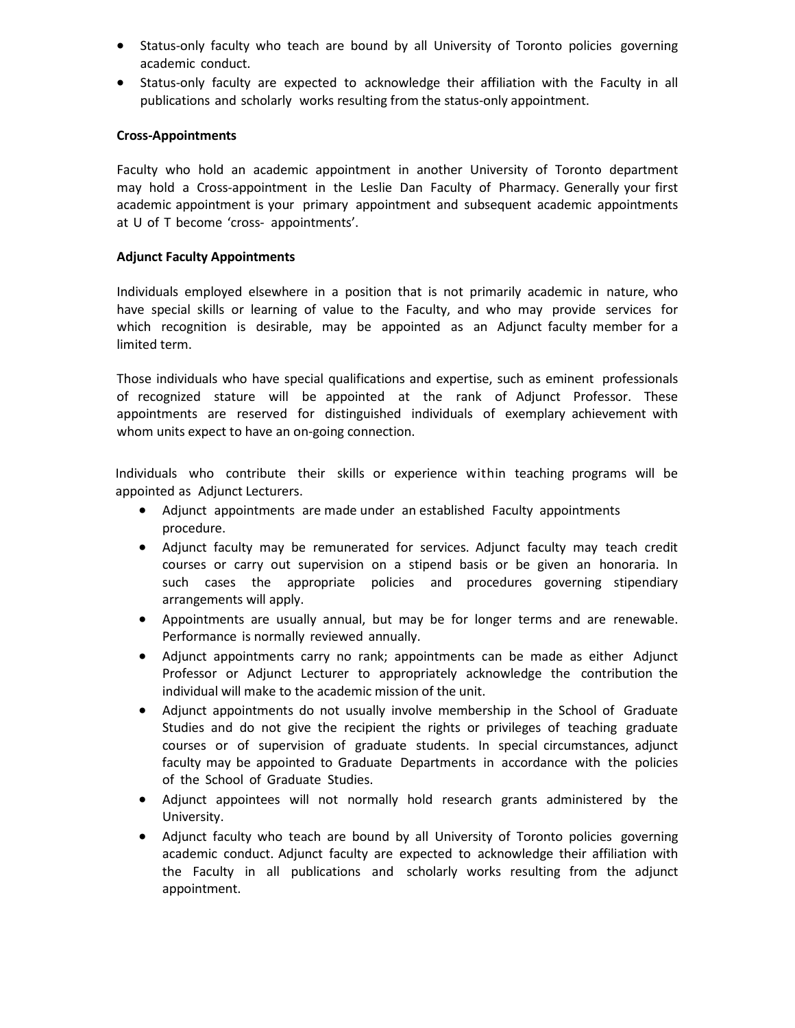- Status-only faculty who teach are bound by all University of Toronto policies governing academic conduct.
- Status-only faculty are expected to acknowledge their affiliation with the Faculty in all publications and scholarly works resulting from the status-only appointment.

**Cross-Appointments**

Faculty who hold an academic appointment in another University of Toronto department may hold a Cross-appointment in the Leslie Dan Faculty of Pharmacy. Generally your first academic appointment is your primary appointment and subsequent academic appointments at U of T become 'cross- appointments'.

**Adjunct Faculty Appointments**

Individuals employed elsewhere in a position that is not primarily academic in nature, who have special skills or learning of value to the Faculty, and who may provide services for which recognition is desirable, may be appointed as an Adjunct faculty member for a limited term.

Those individuals who have special qualifications and expertise, such as eminent professionals of recognized stature will be appointed at the rank of Adjunct Professor. These appointments are reserved for distinguished individuals of exemplary achievement with whom units expect to have an on-going connection.

Individuals who contribute their skills or experience within teaching programs will be appointed as Adjunct Lecturers.

- Adjunct appointments are made under an established Faculty appointments procedure.
- Adjunct faculty may be remunerated for services. Adjunct faculty may teach credit courses or carry out supervision on a stipend basis or be given an honoraria. In such cases the appropriate policies and procedures governing stipendiary arrangements will apply.
- Appointments are usually annual, but may be for longer terms and are renewable. Performance is normally reviewed annually.
- Adjunct appointments carry no rank; appointments can be made as either Adjunct Professor or Adjunct Lecturer to appropriately acknowledge the contribution the individual will make to the academic mission of the unit.
- Adjunct appointments do not usually involve membership in the School of Graduate Studies and do not give the recipient the rights or privileges of teaching graduate courses or of supervision of graduate students. In special circumstances, adjunct faculty may be appointed to Graduate Departments in accordance with the policies of the School of Graduate Studies.
- Adjunct appointees will not normally hold research grants administered by the University.
- Adjunct faculty who teach are bound by all University of Toronto policies governing academic conduct. Adjunct faculty are expected to acknowledge their affiliation with the Faculty in all publications and scholarly works resulting from the adjunct appointment.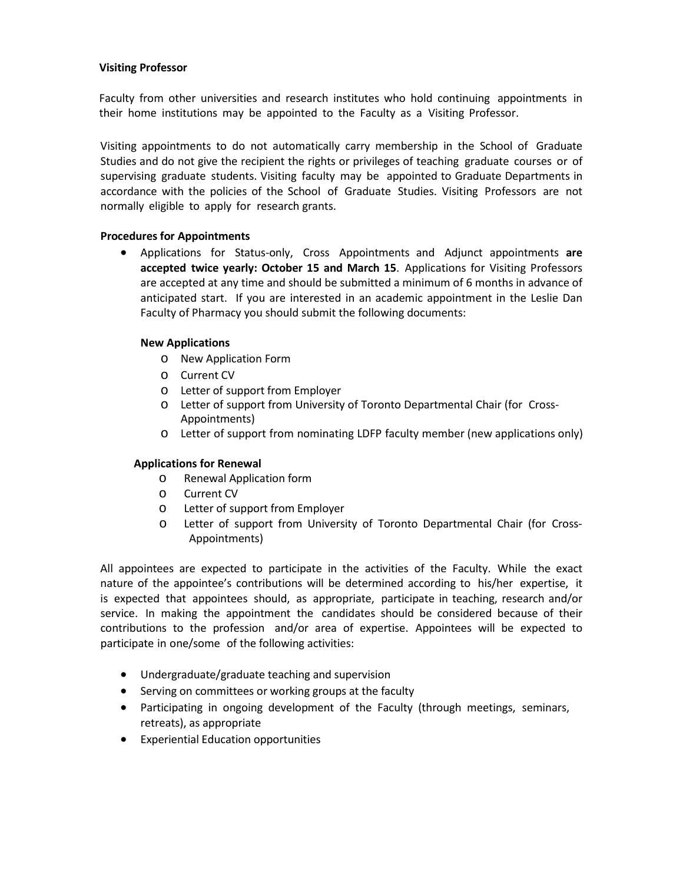**Visiting Professor**

Faculty from other universities and research institutes who hold continuing appointments in their home institutions may be appointed to the Faculty as a Visiting Professor.

Visiting appointments to do not automatically carry membership in the School of Graduate Studies and do not give the recipient the rights or privileges of teaching graduate courses or of supervising graduate students. Visiting faculty may be appointed to Graduate Departments in accordance with the policies of the School of Graduate Studies. Visiting Professors are not normally eligible to apply for research grants.

**Procedures for Appointments**

- Applications for Status-only, Cross Appointments and Adjunct appointments **are accepted twice yearly: October 15 and March 15**. Applications for Visiting Professors are accepted at any time and should be submitted a minimum of 6 months in advance of anticipated start. If you are interested in an academic appointment in the Leslie Dan Faculty of Pharmacy you should submit the following documents:

  **New Applications**
  - New Application Form
  - Current CV
  - Letter of support from Employer
  - Letter of support from University of Toronto Departmental Chair (for Cross-Appointments)
  - Letter of support from nominating LDFP faculty member (new applications only)

  **Applications for Renewal**
  - Renewal Application form
  - Current CV
  - Letter of support from Employer
  - Letter of support from University of Toronto Departmental Chair (for Cross-Appointments)

All appointees are expected to participate in the activities of the Faculty. While the exact nature of the appointee's contributions will be determined according to his/her expertise, it is expected that appointees should, as appropriate, participate in teaching, research and/or service. In making the appointment the candidates should be considered because of their contributions to the profession and/or area of expertise. Appointees will be expected to participate in one/some of the following activities:

- Undergraduate/graduate teaching and supervision
- Serving on committees or working groups at the faculty
- Participating in ongoing development of the Faculty (through meetings, seminars, retreats), as appropriate
- Experiential Education opportunities